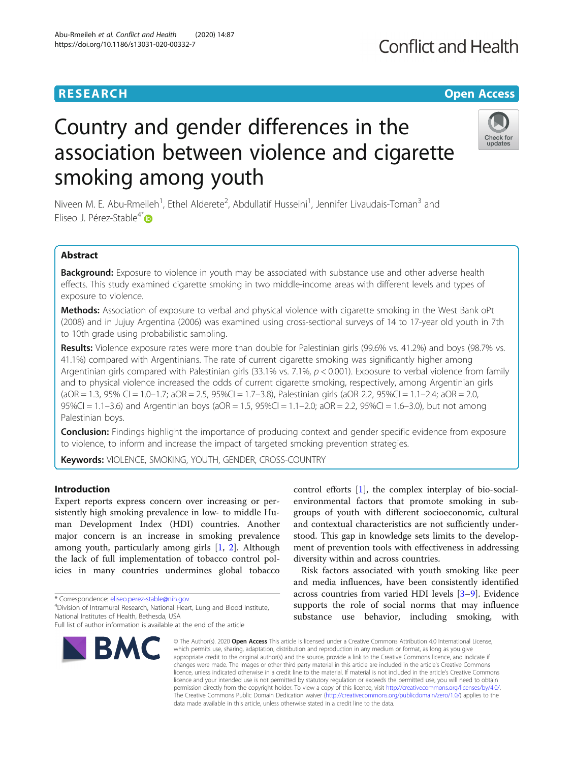RESEARCH

Open Access

# Country and gender differences in the association between violence and cigarette smoking among youth

Niveen M. E. Abu-Rmeileh[1], Ethel Alderete[2], Abdullatif Husseini[1], Jennifer Livaudais-Toman[3] and Eliseo J. Pérez-Stable[4*]

## Abstract

**Background:** Exposure to violence in youth may be associated with substance use and other adverse health effects. This study examined cigarette smoking in two middle-income areas with different levels and types of exposure to violence.

**Methods:** Association of exposure to verbal and physical violence with cigarette smoking in the West Bank oPt (2008) and in Jujuy Argentina (2006) was examined using cross-sectional surveys of 14 to 17-year old youth in 7th to 10th grade using probabilistic sampling.

**Results:** Violence exposure rates were more than double for Palestinian girls (99.6% vs. 41.2%) and boys (98.7% vs. 41.1%) compared with Argentinians. The rate of current cigarette smoking was significantly higher among Argentinian girls compared with Palestinian girls (33.1% vs. 7.1%, $p < 0.001$). Exposure to verbal violence from family and to physical violence increased the odds of current cigarette smoking, respectively, among Argentinian girls (aOR = 1.3, 95% CI = 1.0–1.7; aOR = 2.5, 95%CI = 1.7–3.8), Palestinian girls (aOR 2.2, 95%CI = 1.1–2.4; aOR = 2.0, 95%CI = 1.1–3.6) and Argentinian boys (aOR = 1.5, 95%CI = 1.1–2.0; aOR = 2.2, 95%CI = 1.6–3.0), but not among Palestinian boys.

**Conclusion:** Findings highlight the importance of producing context and gender specific evidence from exposure to violence, to inform and increase the impact of targeted smoking prevention strategies.

**Keywords:** VIOLENCE, SMOKING, YOUTH, GENDER, CROSS-COUNTRY

## Introduction

Expert reports express concern over increasing or persistently high smoking prevalence in low- to middle Human Development Index (HDI) countries. Another major concern is an increase in smoking prevalence among youth, particularly among girls [1, 2]. Although the lack of full implementation of tobacco control policies in many countries undermines global tobacco control efforts [1], the complex interplay of bio-social-environmental factors that promote smoking in subgroups of youth with different socioeconomic, cultural and contextual characteristics are not sufficiently understood. This gap in knowledge sets limits to the development of prevention tools with effectiveness in addressing diversity within and across countries.

Risk factors associated with youth smoking like peer and media influences, have been consistently identified across countries from varied HDI levels [3–9]. Evidence supports the role of social norms that may influence substance use behavior, including smoking, with

---

* Correspondence: eliseo.perez-stable@nih.gov

[4]Division of Intramural Research, National Heart, Lung and Blood Institute, National Institutes of Health, Bethesda, USA

Full list of author information is available at the end of the article

© The Author(s). 2020 **Open Access** This article is licensed under a Creative Commons Attribution 4.0 International License, which permits use, sharing, adaptation, distribution and reproduction in any medium or format, as long as you give appropriate credit to the original author(s) and the source, provide a link to the Creative Commons licence, and indicate if changes were made. The images or other third party material in this article are included in the article's Creative Commons licence, unless indicated otherwise in a credit line to the material. If material is not included in the article's Creative Commons licence and your intended use is not permitted by statutory regulation or exceeds the permitted use, you will need to obtain permission directly from the copyright holder. To view a copy of this licence, visit http://creativecommons.org/licenses/by/4.0/. The Creative Commons Public Domain Dedication waiver (http://creativecommons.org/publicdomain/zero/1.0/) applies to the data made available in this article, unless otherwise stated in a credit line to the data.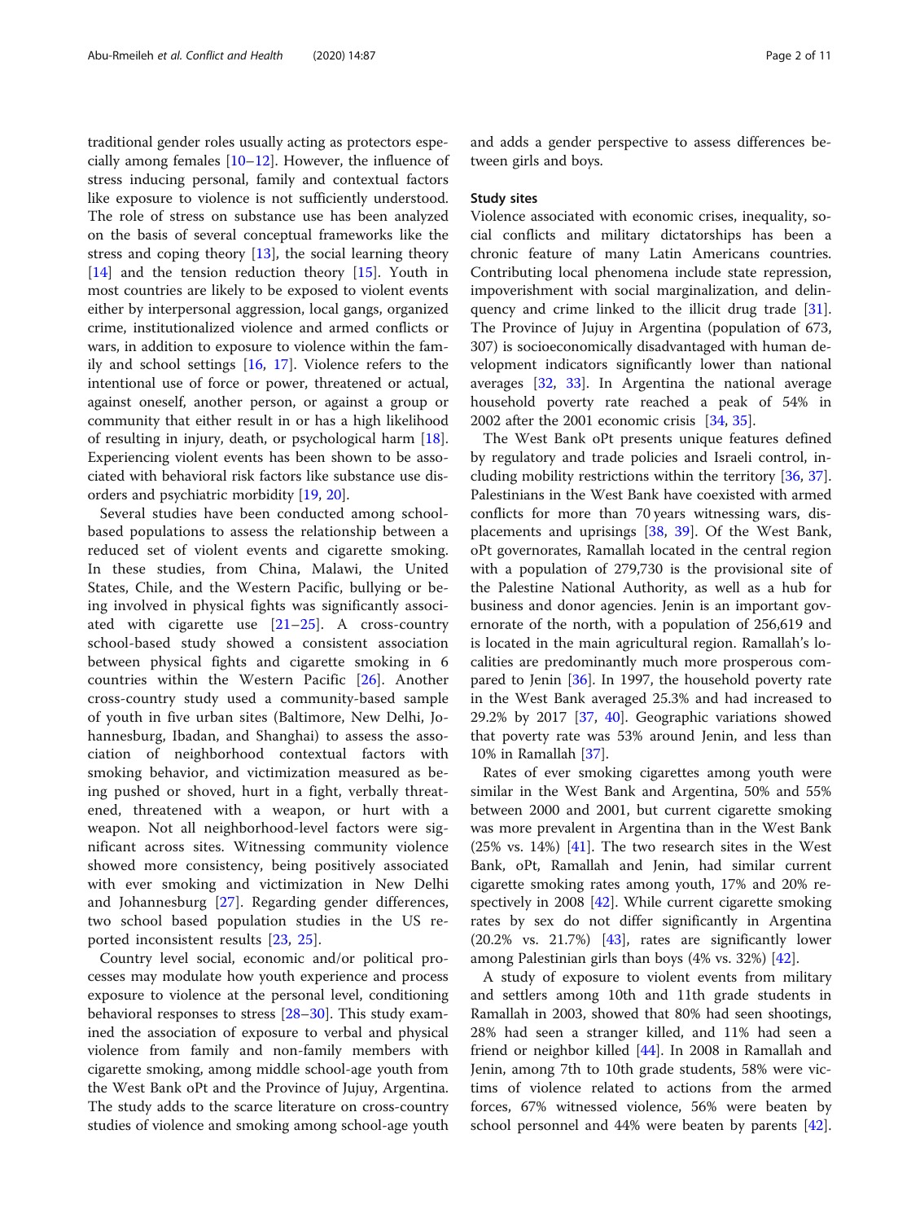traditional gender roles usually acting as protectors especially among females [10–12]. However, the influence of stress inducing personal, family and contextual factors like exposure to violence is not sufficiently understood. The role of stress on substance use has been analyzed on the basis of several conceptual frameworks like the stress and coping theory [13], the social learning theory [14] and the tension reduction theory [15]. Youth in most countries are likely to be exposed to violent events either by interpersonal aggression, local gangs, organized crime, institutionalized violence and armed conflicts or wars, in addition to exposure to violence within the family and school settings [16, 17]. Violence refers to the intentional use of force or power, threatened or actual, against oneself, another person, or against a group or community that either result in or has a high likelihood of resulting in injury, death, or psychological harm [18]. Experiencing violent events has been shown to be associated with behavioral risk factors like substance use disorders and psychiatric morbidity [19, 20].

Several studies have been conducted among school-based populations to assess the relationship between a reduced set of violent events and cigarette smoking. In these studies, from China, Malawi, the United States, Chile, and the Western Pacific, bullying or being involved in physical fights was significantly associated with cigarette use [21–25]. A cross-country school-based study showed a consistent association between physical fights and cigarette smoking in 6 countries within the Western Pacific [26]. Another cross-country study used a community-based sample of youth in five urban sites (Baltimore, New Delhi, Johannesburg, Ibadan, and Shanghai) to assess the association of neighborhood contextual factors with smoking behavior, and victimization measured as being pushed or shoved, hurt in a fight, verbally threatened, threatened with a weapon, or hurt with a weapon. Not all neighborhood-level factors were significant across sites. Witnessing community violence showed more consistency, being positively associated with ever smoking and victimization in New Delhi and Johannesburg [27]. Regarding gender differences, two school based population studies in the US reported inconsistent results [23, 25].

Country level social, economic and/or political processes may modulate how youth experience and process exposure to violence at the personal level, conditioning behavioral responses to stress [28–30]. This study examined the association of exposure to verbal and physical violence from family and non-family members with cigarette smoking, among middle school-age youth from the West Bank oPt and the Province of Jujuy, Argentina. The study adds to the scarce literature on cross-country studies of violence and smoking among school-age youth and adds a gender perspective to assess differences between girls and boys.

### Study sites

Violence associated with economic crises, inequality, social conflicts and military dictatorships has been a chronic feature of many Latin Americans countries. Contributing local phenomena include state repression, impoverishment with social marginalization, and delinquency and crime linked to the illicit drug trade [31]. The Province of Jujuy in Argentina (population of 673, 307) is socioeconomically disadvantaged with human development indicators significantly lower than national averages [32, 33]. In Argentina the national average household poverty rate reached a peak of 54% in 2002 after the 2001 economic crisis [34, 35].

The West Bank oPt presents unique features defined by regulatory and trade policies and Israeli control, including mobility restrictions within the territory [36, 37]. Palestinians in the West Bank have coexisted with armed conflicts for more than 70 years witnessing wars, displacements and uprisings [38, 39]. Of the West Bank, oPt governorates, Ramallah located in the central region with a population of 279,730 is the provisional site of the Palestine National Authority, as well as a hub for business and donor agencies. Jenin is an important governorate of the north, with a population of 256,619 and is located in the main agricultural region. Ramallah's localities are predominantly much more prosperous compared to Jenin [36]. In 1997, the household poverty rate in the West Bank averaged 25.3% and had increased to 29.2% by 2017 [37, 40]. Geographic variations showed that poverty rate was 53% around Jenin, and less than 10% in Ramallah [37].

Rates of ever smoking cigarettes among youth were similar in the West Bank and Argentina, 50% and 55% between 2000 and 2001, but current cigarette smoking was more prevalent in Argentina than in the West Bank (25% vs. 14%) [41]. The two research sites in the West Bank, oPt, Ramallah and Jenin, had similar current cigarette smoking rates among youth, 17% and 20% respectively in 2008 [42]. While current cigarette smoking rates by sex do not differ significantly in Argentina (20.2% vs. 21.7%) [43], rates are significantly lower among Palestinian girls than boys (4% vs. 32%) [42].

A study of exposure to violent events from military and settlers among 10th and 11th grade students in Ramallah in 2003, showed that 80% had seen shootings, 28% had seen a stranger killed, and 11% had seen a friend or neighbor killed [44]. In 2008 in Ramallah and Jenin, among 7th to 10th grade students, 58% were victims of violence related to actions from the armed forces, 67% witnessed violence, 56% were beaten by school personnel and 44% were beaten by parents [42].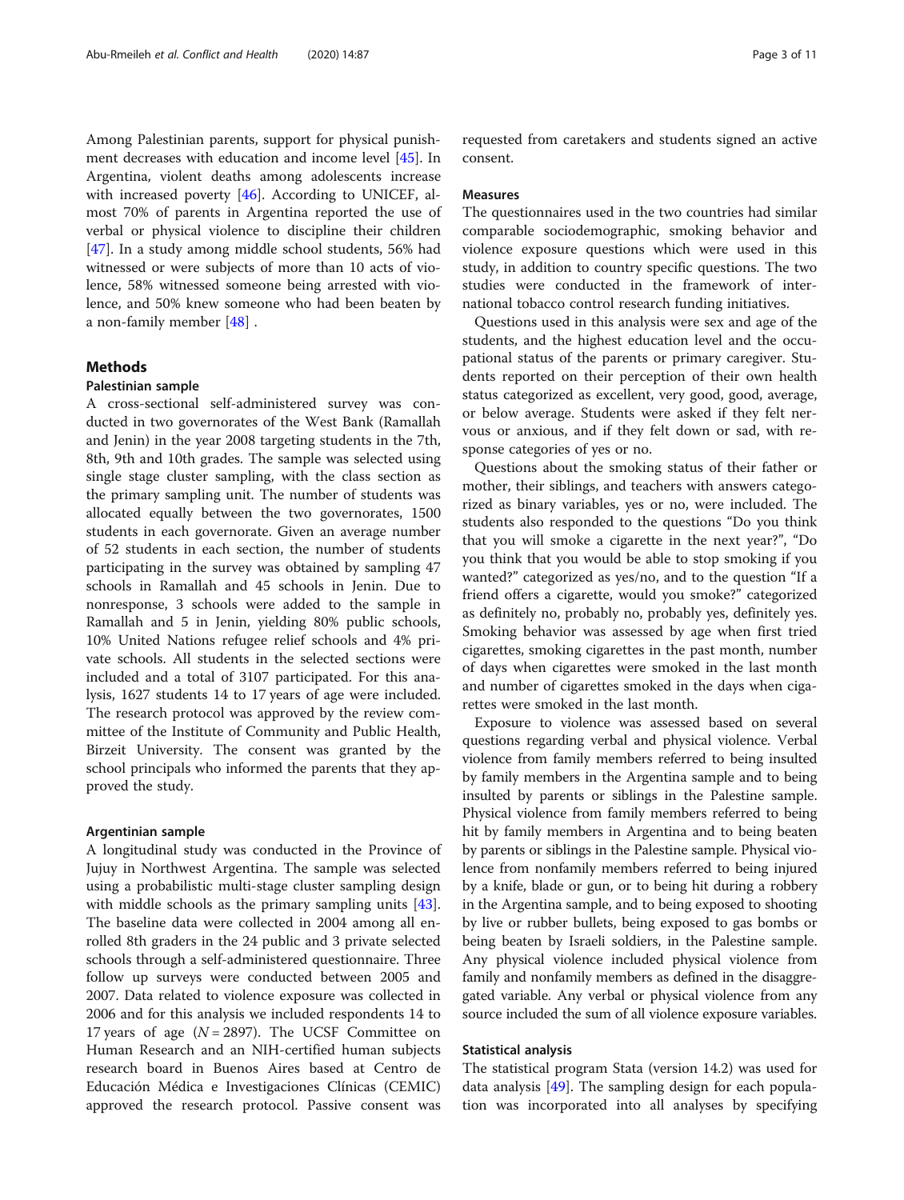Among Palestinian parents, support for physical punishment decreases with education and income level [45]. In Argentina, violent deaths among adolescents increase with increased poverty [46]. According to UNICEF, almost 70% of parents in Argentina reported the use of verbal or physical violence to discipline their children [47]. In a study among middle school students, 56% had witnessed or were subjects of more than 10 acts of violence, 58% witnessed someone being arrested with violence, and 50% knew someone who had been beaten by a non-family member [48] .

## Methods

### Palestinian sample

A cross-sectional self-administered survey was conducted in two governorates of the West Bank (Ramallah and Jenin) in the year 2008 targeting students in the 7th, 8th, 9th and 10th grades. The sample was selected using single stage cluster sampling, with the class section as the primary sampling unit. The number of students was allocated equally between the two governorates, 1500 students in each governorate. Given an average number of 52 students in each section, the number of students participating in the survey was obtained by sampling 47 schools in Ramallah and 45 schools in Jenin. Due to nonresponse, 3 schools were added to the sample in Ramallah and 5 in Jenin, yielding 80% public schools, 10% United Nations refugee relief schools and 4% private schools. All students in the selected sections were included and a total of 3107 participated. For this analysis, 1627 students 14 to 17 years of age were included. The research protocol was approved by the review committee of the Institute of Community and Public Health, Birzeit University. The consent was granted by the school principals who informed the parents that they approved the study.

### Argentinian sample

A longitudinal study was conducted in the Province of Jujuy in Northwest Argentina. The sample was selected using a probabilistic multi-stage cluster sampling design with middle schools as the primary sampling units [43]. The baseline data were collected in 2004 among all enrolled 8th graders in the 24 public and 3 private selected schools through a self-administered questionnaire. Three follow up surveys were conducted between 2005 and 2007. Data related to violence exposure was collected in 2006 and for this analysis we included respondents 14 to 17 years of age ($N = 2897$). The UCSF Committee on Human Research and an NIH-certified human subjects research board in Buenos Aires based at Centro de Educación Médica e Investigaciones Clínicas (CEMIC) approved the research protocol. Passive consent was requested from caretakers and students signed an active consent.

### Measures

The questionnaires used in the two countries had similar comparable sociodemographic, smoking behavior and violence exposure questions which were used in this study, in addition to country specific questions. The two studies were conducted in the framework of international tobacco control research funding initiatives.

Questions used in this analysis were sex and age of the students, and the highest education level and the occupational status of the parents or primary caregiver. Students reported on their perception of their own health status categorized as excellent, very good, good, average, or below average. Students were asked if they felt nervous or anxious, and if they felt down or sad, with response categories of yes or no.

Questions about the smoking status of their father or mother, their siblings, and teachers with answers categorized as binary variables, yes or no, were included. The students also responded to the questions "Do you think that you will smoke a cigarette in the next year?", "Do you think that you would be able to stop smoking if you wanted?" categorized as yes/no, and to the question "If a friend offers a cigarette, would you smoke?" categorized as definitely no, probably no, probably yes, definitely yes. Smoking behavior was assessed by age when first tried cigarettes, smoking cigarettes in the past month, number of days when cigarettes were smoked in the last month and number of cigarettes smoked in the days when cigarettes were smoked in the last month.

Exposure to violence was assessed based on several questions regarding verbal and physical violence. Verbal violence from family members referred to being insulted by family members in the Argentina sample and to being insulted by parents or siblings in the Palestine sample. Physical violence from family members referred to being hit by family members in Argentina and to being beaten by parents or siblings in the Palestine sample. Physical violence from nonfamily members referred to being injured by a knife, blade or gun, or to being hit during a robbery in the Argentina sample, and to being exposed to shooting by live or rubber bullets, being exposed to gas bombs or being beaten by Israeli soldiers, in the Palestine sample. Any physical violence included physical violence from family and nonfamily members as defined in the disaggregated variable. Any verbal or physical violence from any source included the sum of all violence exposure variables.

### Statistical analysis

The statistical program Stata (version 14.2) was used for data analysis [49]. The sampling design for each population was incorporated into all analyses by specifying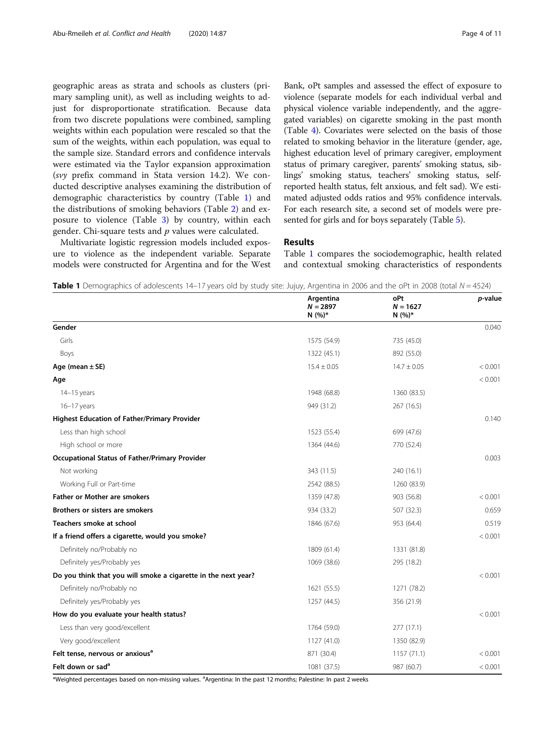geographic areas as strata and schools as clusters (primary sampling unit), as well as including weights to adjust for disproportionate stratification. Because data from two discrete populations were combined, sampling weights within each population were rescaled so that the sum of the weights, within each population, was equal to the sample size. Standard errors and confidence intervals were estimated via the Taylor expansion approximation (*svy* prefix command in Stata version 14.2). We conducted descriptive analyses examining the distribution of demographic characteristics by country (Table 1) and the distributions of smoking behaviors (Table 2) and exposure to violence (Table 3) by country, within each gender. Chi-square tests and *p* values were calculated.

Multivariate logistic regression models included exposure to violence as the independent variable. Separate models were constructed for Argentina and for the West Bank, oPt samples and assessed the effect of exposure to violence (separate models for each individual verbal and physical violence variable independently, and the aggregated variables) on cigarette smoking in the past month (Table 4). Covariates were selected on the basis of those related to smoking behavior in the literature (gender, age, highest education level of primary caregiver, employment status of primary caregiver, parents' smoking status, siblings' smoking status, teachers' smoking status, self-reported health status, felt anxious, and felt sad). We estimated adjusted odds ratios and 95% confidence intervals. For each research site, a second set of models were presented for girls and for boys separately (Table 5).

## Results

Table 1 compares the sociodemographic, health related and contextual smoking characteristics of respondents

**Table 1** Demographics of adolescents 14–17 years old by study site: Jujuy, Argentina in 2006 and the oPt in 2008 (total $N = 4524$)

| | Argentina $N = 2897$ N (%)* | oPt $N = 1627$ N (%)* | *p*-value |
|---|---|---|---|
| **Gender** | | | 0.040 |
| Girls | 1575 (54.9) | 735 (45.0) | |
| Boys | 1322 (45.1) | 892 (55.0) | |
| **Age (mean ± SE)** | 15.4 ± 0.05 | 14.7 ± 0.05 | < 0.001 |
| **Age** | | | < 0.001 |
| 14–15 years | 1948 (68.8) | 1360 (83.5) | |
| 16–17 years | 949 (31.2) | 267 (16.5) | |
| **Highest Education of Father/Primary Provider** | | | 0.140 |
| Less than high school | 1523 (55.4) | 699 (47.6) | |
| High school or more | 1364 (44.6) | 770 (52.4) | |
| **Occupational Status of Father/Primary Provider** | | | 0.003 |
| Not working | 343 (11.5) | 240 (16.1) | |
| Working Full or Part-time | 2542 (88.5) | 1260 (83.9) | |
| **Father or Mother are smokers** | 1359 (47.8) | 903 (56.8) | < 0.001 |
| **Brothers or sisters are smokers** | 934 (33.2) | 507 (32.3) | 0.659 |
| **Teachers smoke at school** | 1846 (67.6) | 953 (64.4) | 0.519 |
| **If a friend offers a cigarette, would you smoke?** | | | < 0.001 |
| Definitely no/Probably no | 1809 (61.4) | 1331 (81.8) | |
| Definitely yes/Probably yes | 1069 (38.6) | 295 (18.2) | |
| **Do you think that you will smoke a cigarette in the next year?** | | | < 0.001 |
| Definitely no/Probably no | 1621 (55.5) | 1271 (78.2) | |
| Definitely yes/Probably yes | 1257 (44.5) | 356 (21.9) | |
| **How do you evaluate your health status?** | | | < 0.001 |
| Less than very good/excellent | 1764 (59.0) | 277 (17.1) | |
| Very good/excellent | 1127 (41.0) | 1350 (82.9) | |
| **Felt tense, nervous or anxious[a]** | 871 (30.4) | 1157 (71.1) | < 0.001 |
| **Felt down or sad[a]** | 1081 (37.5) | 987 (60.7) | < 0.001 |

*Weighted percentages based on non-missing values. [a]Argentina: In the past 12 months; Palestine: In past 2 weeks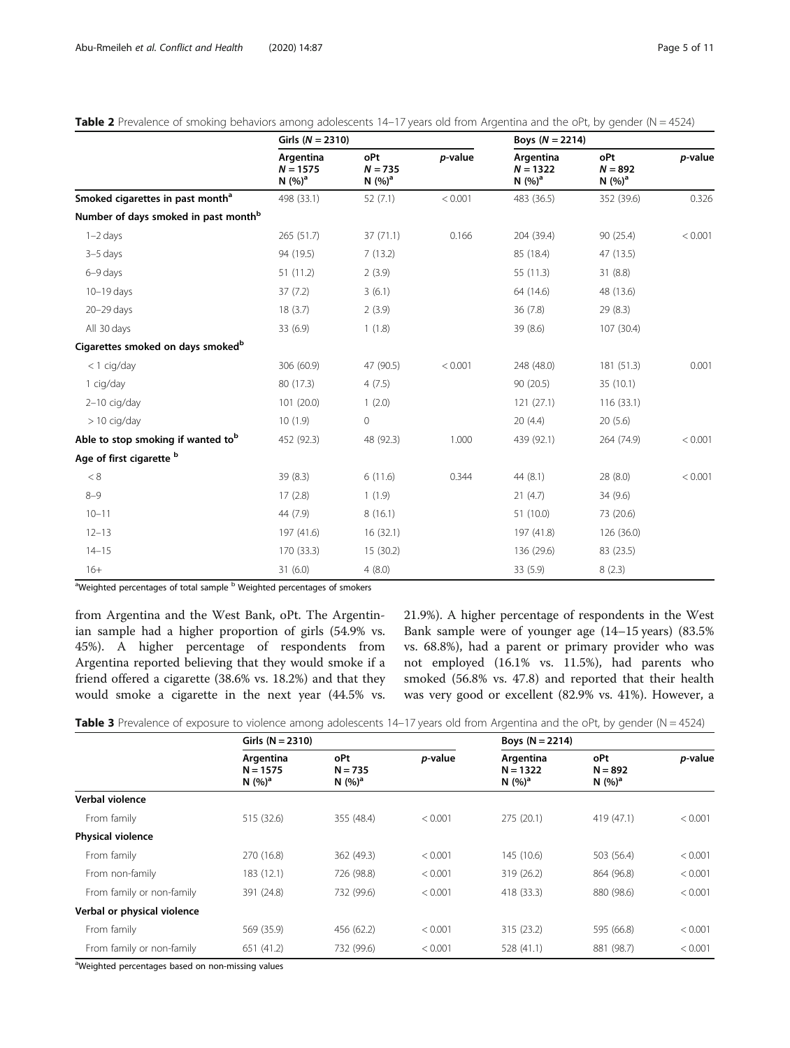**Table 2** Prevalence of smoking behaviors among adolescents 14–17 years old from Argentina and the oPt, by gender (N = 4524)

| | Girls (*N* = 2310) | | | Boys (*N* = 2214) | | |
|---|---|---|---|---|---|---|
| | Argentina *N* = 1575 N (%)[a] | oPt *N* = 735 N (%)[a] | *p*-value | Argentina *N* = 1322 N (%)[a] | oPt *N* = 892 N (%)[a] | *p*-value |
| **Smoked cigarettes in past month[a]** | 498 (33.1) | 52 (7.1) | < 0.001 | 483 (36.5) | 352 (39.6) | 0.326 |
| **Number of days smoked in past month[b]** | | | | | | |
| 1–2 days | 265 (51.7) | 37 (71.1) | 0.166 | 204 (39.4) | 90 (25.4) | < 0.001 |
| 3–5 days | 94 (19.5) | 7 (13.2) | | 85 (18.4) | 47 (13.5) | |
| 6–9 days | 51 (11.2) | 2 (3.9) | | 55 (11.3) | 31 (8.8) | |
| 10–19 days | 37 (7.2) | 3 (6.1) | | 64 (14.6) | 48 (13.6) | |
| 20–29 days | 18 (3.7) | 2 (3.9) | | 36 (7.8) | 29 (8.3) | |
| All 30 days | 33 (6.9) | 1 (1.8) | | 39 (8.6) | 107 (30.4) | |
| **Cigarettes smoked on days smoked[b]** | | | | | | |
| < 1 cig/day | 306 (60.9) | 47 (90.5) | < 0.001 | 248 (48.0) | 181 (51.3) | 0.001 |
| 1 cig/day | 80 (17.3) | 4 (7.5) | | 90 (20.5) | 35 (10.1) | |
| 2–10 cig/day | 101 (20.0) | 1 (2.0) | | 121 (27.1) | 116 (33.1) | |
| > 10 cig/day | 10 (1.9) | 0 | | 20 (4.4) | 20 (5.6) | |
| **Able to stop smoking if wanted to[b]** | 452 (92.3) | 48 (92.3) | 1.000 | 439 (92.1) | 264 (74.9) | < 0.001 |
| **Age of first cigarette [b]** | | | | | | |
| < 8 | 39 (8.3) | 6 (11.6) | 0.344 | 44 (8.1) | 28 (8.0) | < 0.001 |
| 8–9 | 17 (2.8) | 1 (1.9) | | 21 (4.7) | 34 (9.6) | |
| 10–11 | 44 (7.9) | 8 (16.1) | | 51 (10.0) | 73 (20.6) | |
| 12–13 | 197 (41.6) | 16 (32.1) | | 197 (41.8) | 126 (36.0) | |
| 14–15 | 170 (33.3) | 15 (30.2) | | 136 (29.6) | 83 (23.5) | |
| 16+ | 31 (6.0) | 4 (8.0) | | 33 (5.9) | 8 (2.3) | |

[a]Weighted percentages of total sample [b] Weighted percentages of smokers

from Argentina and the West Bank, oPt. The Argentinian sample had a higher proportion of girls (54.9% vs. 45%). A higher percentage of respondents from Argentina reported believing that they would smoke if a friend offered a cigarette (38.6% vs. 18.2%) and that they would smoke a cigarette in the next year (44.5% vs. 21.9%). A higher percentage of respondents in the West Bank sample were of younger age (14–15 years) (83.5% vs. 68.8%), had a parent or primary provider who was not employed (16.1% vs. 11.5%), had parents who smoked (56.8% vs. 47.8) and reported that their health was very good or excellent (82.9% vs. 41%). However, a

**Table 3** Prevalence of exposure to violence among adolescents 14–17 years old from Argentina and the oPt, by gender (N = 4524)

| | Girls (N = 2310) | | | Boys (N = 2214) | | |
|---|---|---|---|---|---|---|
| | Argentina N = 1575 N (%)[a] | oPt N = 735 N (%)[a] | *p*-value | Argentina N = 1322 N (%)[a] | oPt N = 892 N (%)[a] | *p*-value |
| **Verbal violence** | | | | | | |
| From family | 515 (32.6) | 355 (48.4) | < 0.001 | 275 (20.1) | 419 (47.1) | < 0.001 |
| **Physical violence** | | | | | | |
| From family | 270 (16.8) | 362 (49.3) | < 0.001 | 145 (10.6) | 503 (56.4) | < 0.001 |
| From non-family | 183 (12.1) | 726 (98.8) | < 0.001 | 319 (26.2) | 864 (96.8) | < 0.001 |
| From family or non-family | 391 (24.8) | 732 (99.6) | < 0.001 | 418 (33.3) | 880 (98.6) | < 0.001 |
| **Verbal or physical violence** | | | | | | |
| From family | 569 (35.9) | 456 (62.2) | < 0.001 | 315 (23.2) | 595 (66.8) | < 0.001 |
| From family or non-family | 651 (41.2) | 732 (99.6) | < 0.001 | 528 (41.1) | 881 (98.7) | < 0.001 |

[a]Weighted percentages based on non-missing values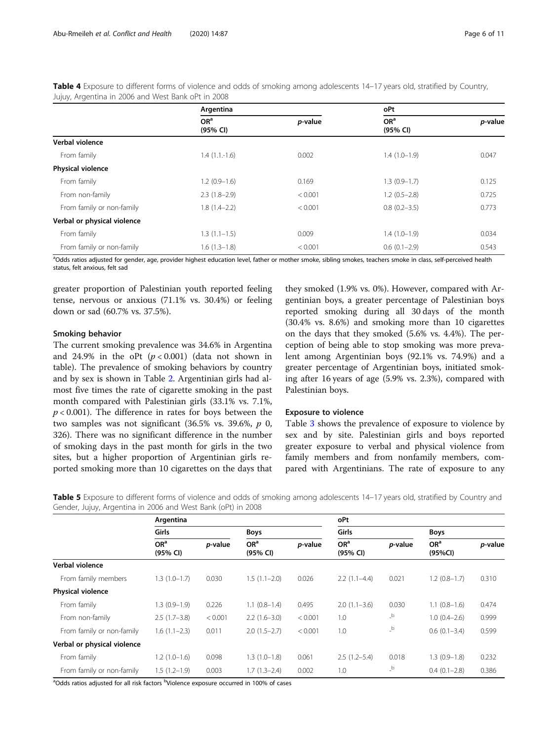**Table 4** Exposure to different forms of violence and odds of smoking among adolescents 14–17 years old, stratified by Country, Jujuy, Argentina in 2006 and West Bank oPt in 2008

| | Argentina | | oPt | |
|---|---|---|---|---|
| | OR[a] (95% CI) | *p*-value | OR[a] (95% CI) | *p*-value |
| **Verbal violence** | | | | |
| From family | 1.4 (1.1.-1.6) | 0.002 | 1.4 (1.0–1.9) | 0.047 |
| **Physical violence** | | | | |
| From family | 1.2 (0.9–1.6) | 0.169 | 1.3 (0.9–1.7) | 0.125 |
| From non-family | 2.3 (1.8–2.9) | < 0.001 | 1.2 (0.5–2.8) | 0.725 |
| From family or non-family | 1.8 (1.4–2.2) | < 0.001 | 0.8 (0.2–3.5) | 0.773 |
| **Verbal or physical violence** | | | | |
| From family | 1.3 (1.1–1.5) | 0.009 | 1.4 (1.0–1.9) | 0.034 |
| From family or non-family | 1.6 (1.3–1.8) | < 0.001 | 0.6 (0.1–2.9) | 0.543 |

[a]Odds ratios adjusted for gender, age, provider highest education level, father or mother smoke, sibling smokes, teachers smoke in class, self-perceived health status, felt anxious, felt sad

greater proportion of Palestinian youth reported feeling tense, nervous or anxious (71.1% vs. 30.4%) or feeling down or sad (60.7% vs. 37.5%).

### Smoking behavior

The current smoking prevalence was 34.6% in Argentina and 24.9% in the oPt ($p < 0.001$) (data not shown in table). The prevalence of smoking behaviors by country and by sex is shown in Table 2. Argentinian girls had almost five times the rate of cigarette smoking in the past month compared with Palestinian girls (33.1% vs. 7.1%, $p < 0.001$). The difference in rates for boys between the two samples was not significant (36.5% vs. 39.6%, *p* 0, 326). There was no significant difference in the number of smoking days in the past month for girls in the two sites, but a higher proportion of Argentinian girls reported smoking more than 10 cigarettes on the days that they smoked (1.9% vs. 0%). However, compared with Argentinian boys, a greater percentage of Palestinian boys reported smoking during all 30 days of the month (30.4% vs. 8.6%) and smoking more than 10 cigarettes on the days that they smoked (5.6% vs. 4.4%). The perception of being able to stop smoking was more prevalent among Argentinian boys (92.1% vs. 74.9%) and a greater percentage of Argentinian boys, initiated smoking after 16 years of age (5.9% vs. 2.3%), compared with Palestinian boys.

### Exposure to violence

Table 3 shows the prevalence of exposure to violence by sex and by site. Palestinian girls and boys reported greater exposure to verbal and physical violence from family members and from nonfamily members, compared with Argentinians. The rate of exposure to any

**Table 5** Exposure to different forms of violence and odds of smoking among adolescents 14–17 years old, stratified by Country and Gender, Jujuy, Argentina in 2006 and West Bank (oPt) in 2008

| | Argentina | | | | oPt | | | |
|---|---|---|---|---|---|---|---|---|
| | Girls | | Boys | | Girls | | Boys | |
| | OR[a] (95% CI) | *p*-value | OR[a] (95% CI) | *p*-value | OR[a] (95% CI) | *p*-value | OR[a] (95%CI) | *p*-value |
| **Verbal violence** | | | | | | | | |
| From family members | 1.3 (1.0–1.7) | 0.030 | 1.5 (1.1–2.0) | 0.026 | 2.2 (1.1–4.4) | 0.021 | 1.2 (0.8–1.7) | 0.310 |
| **Physical violence** | | | | | | | | |
| From family | 1.3 (0.9–1.9) | 0.226 | 1.1 (0.8–1.4) | 0.495 | 2.0 (1.1–3.6) | 0.030 | 1.1 (0.8–1.6) | 0.474 |
| From non-family | 2.5 (1.7–3.8) | < 0.001 | 2.2 (1.6–3.0) | < 0.001 | 1.0 | -[b] | 1.0 (0.4–2.6) | 0.999 |
| From family or non-family | 1.6 (1.1–2.3) | 0.011 | 2.0 (1.5–2.7) | < 0.001 | 1.0 | -[b] | 0.6 (0.1–3.4) | 0.599 |
| **Verbal or physical violence** | | | | | | | | |
| From family | 1.2 (1.0–1.6) | 0.098 | 1.3 (1.0–1.8) | 0.061 | 2.5 (1.2–5.4) | 0.018 | 1.3 (0.9–1.8) | 0.232 |
| From family or non-family | 1.5 (1.2–1.9) | 0.003 | 1.7 (1.3–2.4) | 0.002 | 1.0 | -[b] | 0.4 (0.1–2.8) | 0.386 |

[a]Odds ratios adjusted for all risk factors [b]Violence exposure occurred in 100% of cases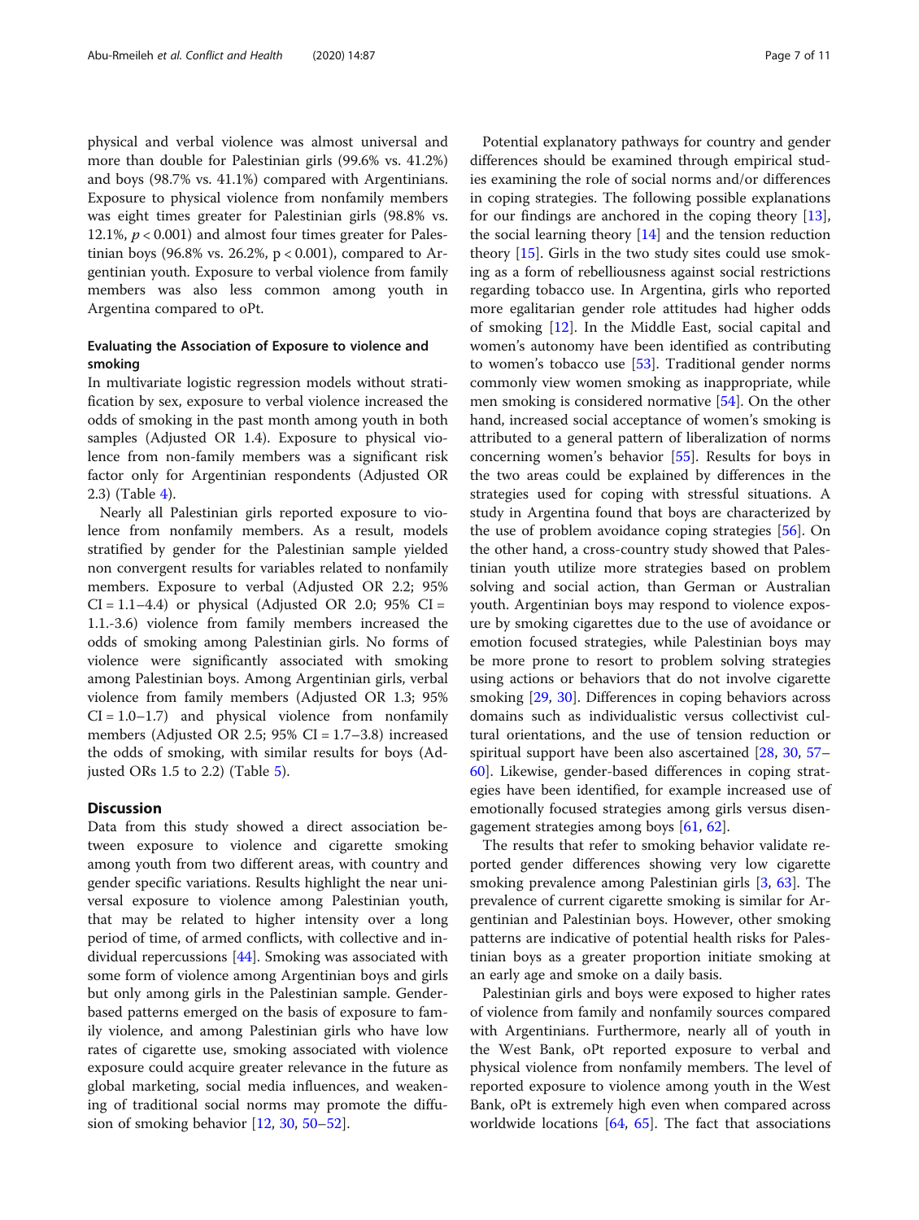physical and verbal violence was almost universal and more than double for Palestinian girls (99.6% vs. 41.2%) and boys (98.7% vs. 41.1%) compared with Argentinians. Exposure to physical violence from nonfamily members was eight times greater for Palestinian girls (98.8% vs. 12.1%, $p < 0.001$) and almost four times greater for Palestinian boys (96.8% vs. 26.2%, $p < 0.001$), compared to Argentinian youth. Exposure to verbal violence from family members was also less common among youth in Argentina compared to oPt.

### Evaluating the Association of Exposure to violence and smoking

In multivariate logistic regression models without stratification by sex, exposure to verbal violence increased the odds of smoking in the past month among youth in both samples (Adjusted OR 1.4). Exposure to physical violence from non-family members was a significant risk factor only for Argentinian respondents (Adjusted OR 2.3) (Table 4).

Nearly all Palestinian girls reported exposure to violence from nonfamily members. As a result, models stratified by gender for the Palestinian sample yielded non convergent results for variables related to nonfamily members. Exposure to verbal (Adjusted OR 2.2; 95% CI = 1.1–4.4) or physical (Adjusted OR 2.0; 95% CI = 1.1.-3.6) violence from family members increased the odds of smoking among Palestinian girls. No forms of violence were significantly associated with smoking among Palestinian boys. Among Argentinian girls, verbal violence from family members (Adjusted OR 1.3; 95% CI = 1.0–1.7) and physical violence from nonfamily members (Adjusted OR 2.5; 95% CI = 1.7–3.8) increased the odds of smoking, with similar results for boys (Adjusted ORs 1.5 to 2.2) (Table 5).

## Discussion

Data from this study showed a direct association between exposure to violence and cigarette smoking among youth from two different areas, with country and gender specific variations. Results highlight the near universal exposure to violence among Palestinian youth, that may be related to higher intensity over a long period of time, of armed conflicts, with collective and individual repercussions [44]. Smoking was associated with some form of violence among Argentinian boys and girls but only among girls in the Palestinian sample. Gender-based patterns emerged on the basis of exposure to family violence, and among Palestinian girls who have low rates of cigarette use, smoking associated with violence exposure could acquire greater relevance in the future as global marketing, social media influences, and weakening of traditional social norms may promote the diffusion of smoking behavior [12, 30, 50–52].

Potential explanatory pathways for country and gender differences should be examined through empirical studies examining the role of social norms and/or differences in coping strategies. The following possible explanations for our findings are anchored in the coping theory [13], the social learning theory [14] and the tension reduction theory [15]. Girls in the two study sites could use smoking as a form of rebelliousness against social restrictions regarding tobacco use. In Argentina, girls who reported more egalitarian gender role attitudes had higher odds of smoking [12]. In the Middle East, social capital and women's autonomy have been identified as contributing to women's tobacco use [53]. Traditional gender norms commonly view women smoking as inappropriate, while men smoking is considered normative [54]. On the other hand, increased social acceptance of women's smoking is attributed to a general pattern of liberalization of norms concerning women's behavior [55]. Results for boys in the two areas could be explained by differences in the strategies used for coping with stressful situations. A study in Argentina found that boys are characterized by the use of problem avoidance coping strategies [56]. On the other hand, a cross-country study showed that Palestinian youth utilize more strategies based on problem solving and social action, than German or Australian youth. Argentinian boys may respond to violence exposure by smoking cigarettes due to the use of avoidance or emotion focused strategies, while Palestinian boys may be more prone to resort to problem solving strategies using actions or behaviors that do not involve cigarette smoking [29, 30]. Differences in coping behaviors across domains such as individualistic versus collectivist cultural orientations, and the use of tension reduction or spiritual support have been also ascertained [28, 30, 57–60]. Likewise, gender-based differences in coping strategies have been identified, for example increased use of emotionally focused strategies among girls versus disengagement strategies among boys [61, 62].

The results that refer to smoking behavior validate reported gender differences showing very low cigarette smoking prevalence among Palestinian girls [3, 63]. The prevalence of current cigarette smoking is similar for Argentinian and Palestinian boys. However, other smoking patterns are indicative of potential health risks for Palestinian boys as a greater proportion initiate smoking at an early age and smoke on a daily basis.

Palestinian girls and boys were exposed to higher rates of violence from family and nonfamily sources compared with Argentinians. Furthermore, nearly all of youth in the West Bank, oPt reported exposure to verbal and physical violence from nonfamily members. The level of reported exposure to violence among youth in the West Bank, oPt is extremely high even when compared across worldwide locations [64, 65]. The fact that associations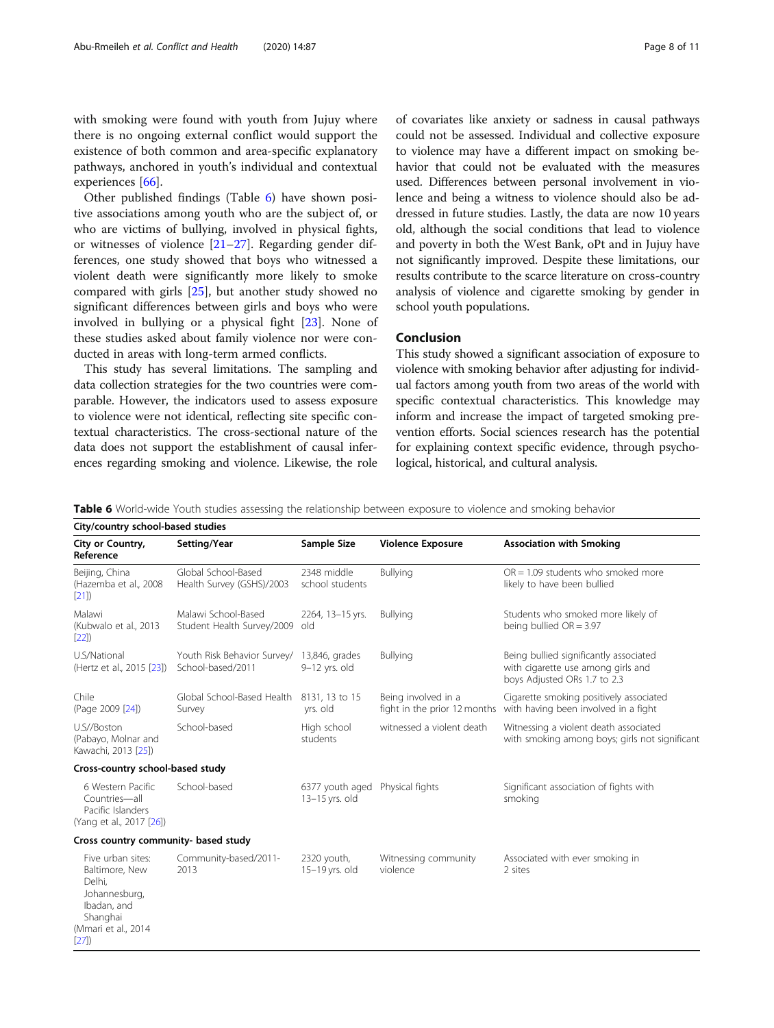with smoking were found with youth from Jujuy where there is no ongoing external conflict would support the existence of both common and area-specific explanatory pathways, anchored in youth's individual and contextual experiences [66].

Other published findings (Table 6) have shown positive associations among youth who are the subject of, or who are victims of bullying, involved in physical fights, or witnesses of violence [21–27]. Regarding gender differences, one study showed that boys who witnessed a violent death were significantly more likely to smoke compared with girls [25], but another study showed no significant differences between girls and boys who were involved in bullying or a physical fight [23]. None of these studies asked about family violence nor were conducted in areas with long-term armed conflicts.

This study has several limitations. The sampling and data collection strategies for the two countries were comparable. However, the indicators used to assess exposure to violence were not identical, reflecting site specific contextual characteristics. The cross-sectional nature of the data does not support the establishment of causal inferences regarding smoking and violence. Likewise, the role of covariates like anxiety or sadness in causal pathways could not be assessed. Individual and collective exposure to violence may have a different impact on smoking behavior that could not be evaluated with the measures used. Differences between personal involvement in violence and being a witness to violence should also be addressed in future studies. Lastly, the data are now 10 years old, although the social conditions that lead to violence and poverty in both the West Bank, oPt and in Jujuy have not significantly improved. Despite these limitations, our results contribute to the scarce literature on cross-country analysis of violence and cigarette smoking by gender in school youth populations.

## Conclusion

This study showed a significant association of exposure to violence with smoking behavior after adjusting for individual factors among youth from two areas of the world with specific contextual characteristics. This knowledge may inform and increase the impact of targeted smoking prevention efforts. Social sciences research has the potential for explaining context specific evidence, through psychological, historical, and cultural analysis.

**Table 6** World-wide Youth studies assessing the relationship between exposure to violence and smoking behavior

| City or Country, Reference | Setting/Year | Sample Size | Violence Exposure | Association with Smoking |
|---|---|---|---|---|
| **City/country school-based studies** | | | | |
| Beijing, China (Hazemba et al., 2008 [21]) | Global School-Based Health Survey (GSHS)/2003 | 2348 middle school students | Bullying | OR = 1.09 students who smoked more likely to have been bullied |
| Malawi (Kubwalo et al., 2013 [22]) | Malawi School-Based Student Health Survey/2009 | 2264, 13–15 yrs. old | Bullying | Students who smoked more likely of being bullied OR = 3.97 |
| U.S/National (Hertz et al., 2015 [23]) | Youth Risk Behavior Survey/ School-based/2011 | 13,846, grades 9–12 yrs. old | Bullying | Being bullied significantly associated with cigarette use among girls and boys Adjusted ORs 1.7 to 2.3 |
| Chile (Page 2009 [24]) | Global School-Based Health Survey | 8131, 13 to 15 yrs. old | Being involved in a fight in the prior 12 months | Cigarette smoking positively associated with having been involved in a fight |
| U.S//Boston (Pabayo, Molnar and Kawachi, 2013 [25]) | School-based | High school students | witnessed a violent death | Witnessing a violent death associated with smoking among boys; girls not significant |
| **Cross-country school-based study** | | | | |
| 6 Western Pacific Countries—all Pacific Islanders (Yang et al., 2017 [26]) | School-based | 6377 youth aged 13–15 yrs. old | Physical fights | Significant association of fights with smoking |
| **Cross country community- based study** | | | | |
| Five urban sites: Baltimore, New Delhi, Johannesburg, Ibadan, and Shanghai (Mmari et al., 2014 [27]) | Community-based/2011-2013 | 2320 youth, 15–19 yrs. old | Witnessing community violence | Associated with ever smoking in 2 sites |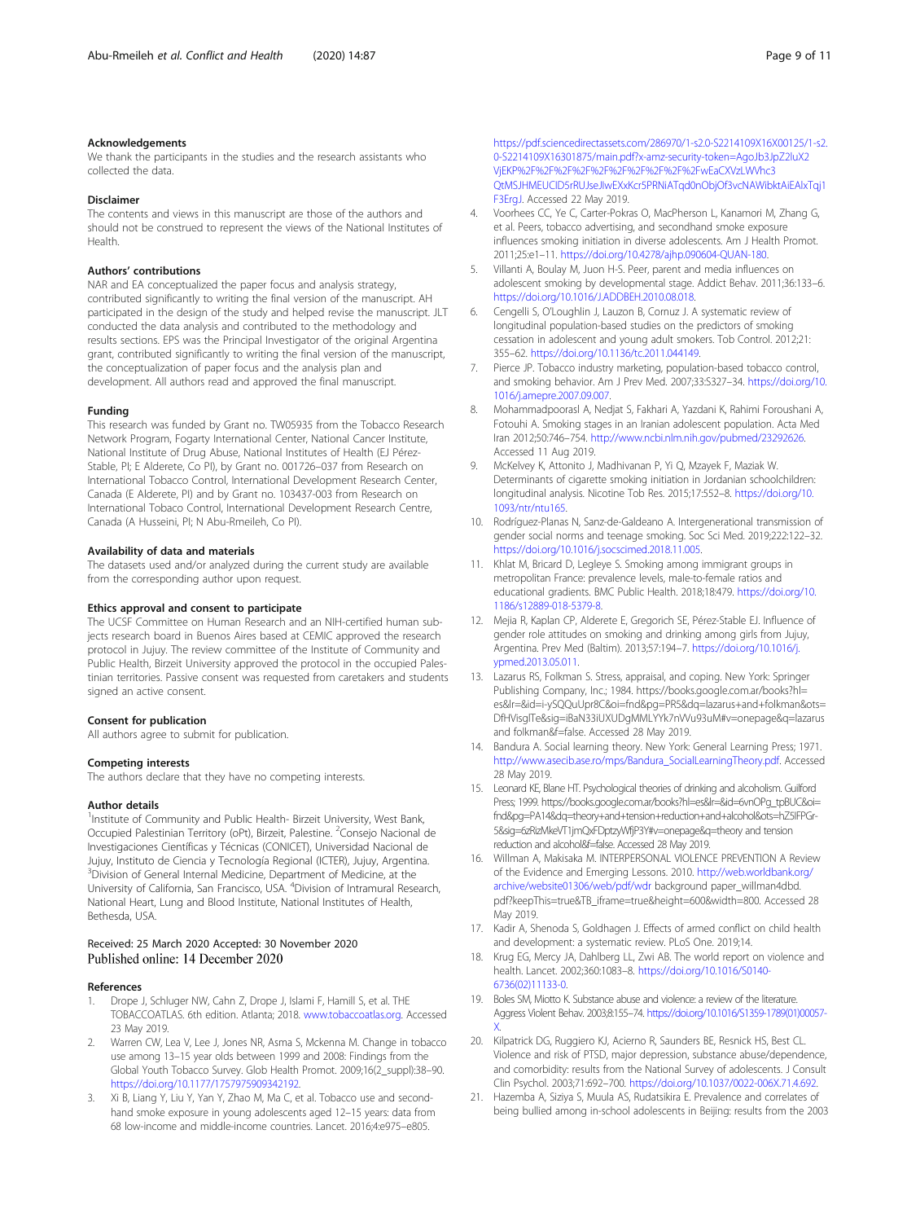### Acknowledgements

We thank the participants in the studies and the research assistants who collected the data.

### Disclaimer

The contents and views in this manuscript are those of the authors and should not be construed to represent the views of the National Institutes of Health.

### Authors' contributions

NAR and EA conceptualized the paper focus and analysis strategy, contributed significantly to writing the final version of the manuscript. AH participated in the design of the study and helped revise the manuscript. JLT conducted the data analysis and contributed to the methodology and results sections. EPS was the Principal Investigator of the original Argentina grant, contributed significantly to writing the final version of the manuscript, the conceptualization of paper focus and the analysis plan and development. All authors read and approved the final manuscript.

### Funding

This research was funded by Grant no. TW05935 from the Tobacco Research Network Program, Fogarty International Center, National Cancer Institute, National Institute of Drug Abuse, National Institutes of Health (EJ Pérez-Stable, PI; E Alderete, Co PI), by Grant no. 001726–037 from Research on International Tobacco Control, International Development Research Center, Canada (E Alderete, PI) and by Grant no. 103437-003 from Research on International Tobaco Control, International Development Research Centre, Canada (A Husseini, PI; N Abu-Rmeileh, Co PI).

### Availability of data and materials

The datasets used and/or analyzed during the current study are available from the corresponding author upon request.

### Ethics approval and consent to participate

The UCSF Committee on Human Research and an NIH-certified human subjects research board in Buenos Aires based at CEMIC approved the research protocol in Jujuy. The review committee of the Institute of Community and Public Health, Birzeit University approved the protocol in the occupied Palestinian territories. Passive consent was requested from caretakers and students signed an active consent.

### Consent for publication

All authors agree to submit for publication.

### Competing interests

The authors declare that they have no competing interests.

### Author details

[1]Institute of Community and Public Health- Birzeit University, West Bank, Occupied Palestinian Territory (oPt), Birzeit, Palestine. [2]Consejo Nacional de Investigaciones Científicas y Técnicas (CONICET), Universidad Nacional de Jujuy, Instituto de Ciencia y Tecnología Regional (ICTER), Jujuy, Argentina. [3]Division of General Internal Medicine, Department of Medicine, at the University of California, San Francisco, USA. [4]Division of Intramural Research, National Heart, Lung and Blood Institute, National Institutes of Health, Bethesda, USA.

Received: 25 March 2020 Accepted: 30 November 2020
Published online: 14 December 2020

### References

1. Drope J, Schluger NW, Cahn Z, Drope J, Islami F, Hamill S, et al. THE TOBACCOATLAS. 6th edition. Atlanta; 2018. www.tobaccoatlas.org. Accessed 23 May 2019.
2. Warren CW, Lea V, Lee J, Jones NR, Asma S, Mckenna M. Change in tobacco use among 13–15 year olds between 1999 and 2008: Findings from the Global Youth Tobacco Survey. Glob Health Promot. 2009;16(2_suppl):38–90. https://doi.org/10.1177/1757975909342192.
3. Xi B, Liang Y, Liu Y, Yan Y, Zhao M, Ma C, et al. Tobacco use and second-hand smoke exposure in young adolescents aged 12–15 years: data from 68 low-income and middle-income countries. Lancet. 2016;4:e975–e805. https://pdf.sciencedirectassets.com/286970/1-s2.0-S2214109X16X00125/1-s2.0-S2214109X16301875/main.pdf?x-amz-security-token=AgoJb3JpZ2luX2VjEKP%2F%2F%2F%2F%2F%2F%2F%2F%2F%2FwEaCXVzLWVhc3QtMSJHMEUCID5rRUJseJlwEXxKcr5PRNiATqd0nObjOf3vcNAWibktAiEAlxTqj1F3ErgJ. Accessed 22 May 2019.
4. Voorhees CC, Ye C, Carter-Pokras O, MacPherson L, Kanamori M, Zhang G, et al. Peers, tobacco advertising, and secondhand smoke exposure influences smoking initiation in diverse adolescents. Am J Health Promot. 2011;25:e1–11. https://doi.org/10.4278/ajhp.090604-QUAN-180.
5. Villanti A, Boulay M, Juon H-S. Peer, parent and media influences on adolescent smoking by developmental stage. Addict Behav. 2011;36:133–6. https://doi.org/10.1016/J.ADDBEH.2010.08.018.
6. Cengelli S, O'Loughlin J, Lauzon B, Cornuz J. A systematic review of longitudinal population-based studies on the predictors of smoking cessation in adolescent and young adult smokers. Tob Control. 2012;21:355–62. https://doi.org/10.1136/tc.2011.044149.
7. Pierce JP. Tobacco industry marketing, population-based tobacco control, and smoking behavior. Am J Prev Med. 2007;33:S327–34. https://doi.org/10.1016/j.amepre.2007.09.007.
8. Mohammadpoorasl A, Nedjat S, Fakhari A, Yazdani K, Rahimi Foroushani A, Fotouhi A. Smoking stages in an Iranian adolescent population. Acta Med Iran 2012;50:746–754. http://www.ncbi.nlm.nih.gov/pubmed/23292626. Accessed 11 Aug 2019.
9. McKelvey K, Attonito J, Madhivanan P, Yi Q, Mzayek F, Maziak W. Determinants of cigarette smoking initiation in Jordanian schoolchildren: longitudinal analysis. Nicotine Tob Res. 2015;17:552–8. https://doi.org/10.1093/ntr/ntu165.
10. Rodríguez-Planas N, Sanz-de-Galdeano A. Intergenerational transmission of gender social norms and teenage smoking. Soc Sci Med. 2019;222:122–32. https://doi.org/10.1016/j.socscimed.2018.11.005.
11. Khlat M, Bricard D, Legleye S. Smoking among immigrant groups in metropolitan France: prevalence levels, male-to-female ratios and educational gradients. BMC Public Health. 2018;18:479. https://doi.org/10.1186/s12889-018-5379-8.
12. Mejia R, Kaplan CP, Alderete E, Gregorich SE, Pérez-Stable EJ. Influence of gender role attitudes on smoking and drinking among girls from Jujuy, Argentina. Prev Med (Baltim). 2013;57:194–7. https://doi.org/10.1016/j.ypmed.2013.05.011.
13. Lazarus RS, Folkman S. Stress, appraisal, and coping. New York: Springer Publishing Company, Inc.; 1984. https://books.google.com.ar/books?hl=es&lr=&id=i-ySQQuUpr8C&oi=fnd&pg=PR5&dq=lazarus+and+folkman&ots=DfHVisglTe&sig=iBaN33iUXUDgMMLYYk7nVVu93uM#v=onepage&q=lazarus and folkman&f=false. Accessed 28 May 2019.
14. Bandura A. Social learning theory. New York: General Learning Press; 1971. http://www.asecib.ase.ro/mps/Bandura_SocialLearningTheory.pdf. Accessed 28 May 2019.
15. Leonard KE, Blane HT. Psychological theories of drinking and alcoholism. Guilford Press; 1999. https://books.google.com.ar/books?hl=es&lr=&id=6vnOPg_tpBUC&oi=fnd&pg=PA14&dq=theory+and+tension+reduction+and+alcohol&ots=hZ5lFPGr-5&sig=6zRizMkeVT1jmQxFDptzyWfjP3Y#v=onepage&q=theory and tension reduction and alcohol&f=false. Accessed 28 May 2019.
16. Willman A, Makisaka M. INTERPERSONAL VIOLENCE PREVENTION A Review of the Evidence and Emerging Lessons. 2010. http://web.worldbank.org/archive/website01306/web/pdf/wdr background paper_willman4dbd.pdf?keepThis=true&TB_iframe=true&height=600&width=800. Accessed 28 May 2019.
17. Kadir A, Shenoda S, Goldhagen J. Effects of armed conflict on child health and development: a systematic review. PLoS One. 2019;14.
18. Krug EG, Mercy JA, Dahlberg LL, Zwi AB. The world report on violence and health. Lancet. 2002;360:1083–8. https://doi.org/10.1016/S0140-6736(02)11133-0.
19. Boles SM, Miotto K. Substance abuse and violence: a review of the literature. Aggress Violent Behav. 2003;8:155–74. https://doi.org/10.1016/S1359-1789(01)00057-X.
20. Kilpatrick DG, Ruggiero KJ, Acierno R, Saunders BE, Resnick HS, Best CL. Violence and risk of PTSD, major depression, substance abuse/dependence, and comorbidity: results from the National Survey of adolescents. J Consult Clin Psychol. 2003;71:692–700. https://doi.org/10.1037/0022-006X.71.4.692.
21. Hazemba A, Siziya S, Muula AS, Rudatsikira E. Prevalence and correlates of being bullied among in-school adolescents in Beijing: results from the 2003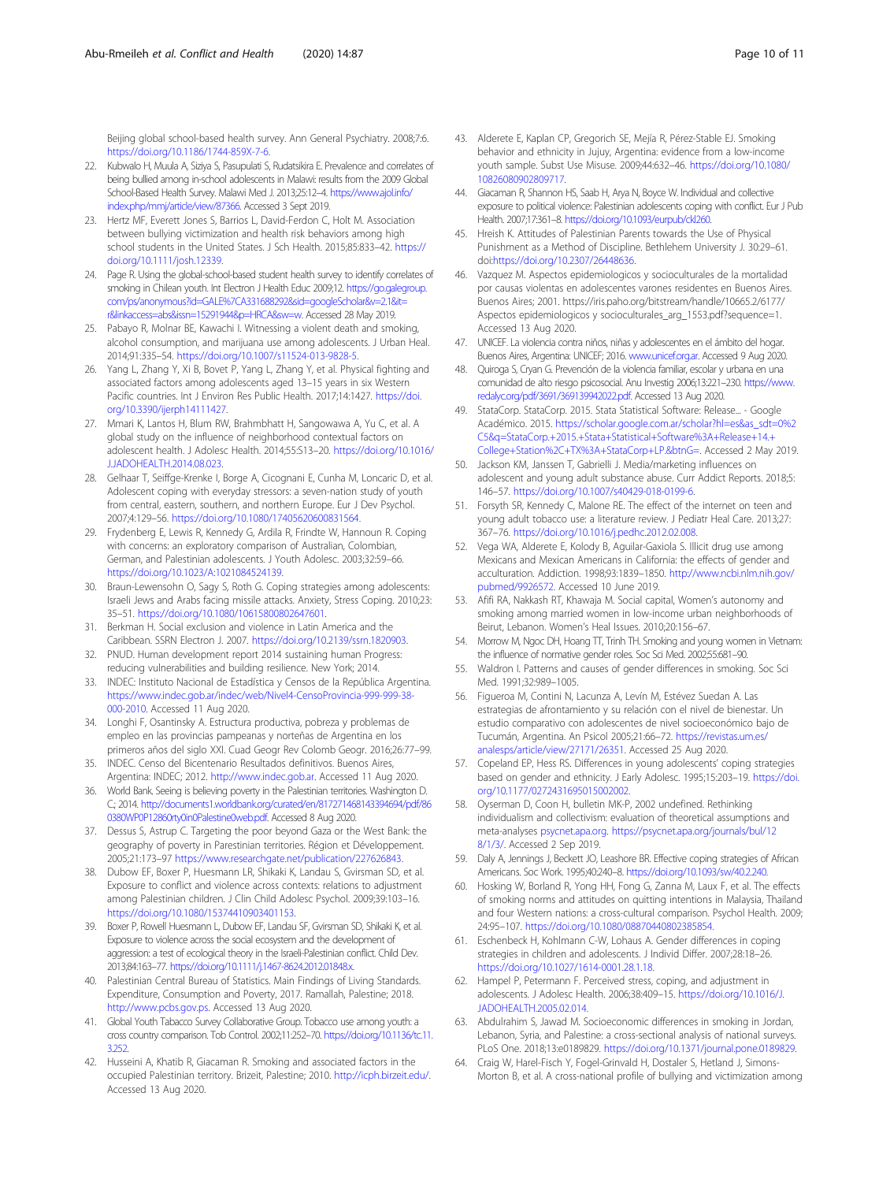Beijing global school-based health survey. Ann General Psychiatry. 2008;7:6. https://doi.org/10.1186/1744-859X-7-6.

22. Kubwalo H, Muula A, Siziya S, Pasupulati S, Rudatsikira E. Prevalence and correlates of being bullied among in-school adolescents in Malawi: results from the 2009 Global School-Based Health Survey. Malawi Med J. 2013;25:12–4. https://www.ajol.info/index.php/mmj/article/view/87366. Accessed 3 Sept 2019.
23. Hertz MF, Everett Jones S, Barrios L, David-Ferdon C, Holt M. Association between bullying victimization and health risk behaviors among high school students in the United States. J Sch Health. 2015;85:833–42. https://doi.org/10.1111/josh.12339.
24. Page R. Using the global-school-based student health survey to identify correlates of smoking in Chilean youth. Int Electron J Health Educ 2009;12. https://go.galegroup.com/ps/anonymous?id=GALE%7CA331688292&sid=googleScholar&v=2.1&it=r&linkaccess=abs&issn=15291944&p=HRCA&sw=w. Accessed 28 May 2019.
25. Pabayo R, Molnar BE, Kawachi I. Witnessing a violent death and smoking, alcohol consumption, and marijuana use among adolescents. J Urban Heal. 2014;91:335–54. https://doi.org/10.1007/s11524-013-9828-5.
26. Yang L, Zhang Y, Xi B, Bovet P, Yang L, Zhang Y, et al. Physical fighting and associated factors among adolescents aged 13–15 years in six Western Pacific countries. Int J Environ Res Public Health. 2017;14:1427. https://doi.org/10.3390/ijerph14111427.
27. Mmari K, Lantos H, Blum RW, Brahmbhatt H, Sangowawa A, Yu C, et al. A global study on the influence of neighborhood contextual factors on adolescent health. J Adolesc Health. 2014;55:S13–20. https://doi.org/10.1016/J.JADOHEALTH.2014.08.023.
28. Gelhaar T, Seiffge-Krenke I, Borge A, Cicognani E, Cunha M, Loncaric D, et al. Adolescent coping with everyday stressors: a seven-nation study of youth from central, eastern, southern, and northern Europe. Eur J Dev Psychol. 2007;4:129–56. https://doi.org/10.1080/17405620600831564.
29. Frydenberg E, Lewis R, Kennedy G, Ardila R, Frindte W, Hannoun R. Coping with concerns: an exploratory comparison of Australian, Colombian, German, and Palestinian adolescents. J Youth Adolesc. 2003;32:59–66. https://doi.org/10.1023/A:1021084524139.
30. Braun-Lewensohn O, Sagy S, Roth G. Coping strategies among adolescents: Israeli Jews and Arabs facing missile attacks. Anxiety, Stress Coping. 2010;23:35–51. https://doi.org/10.1080/10615800802647601.
31. Berkman H. Social exclusion and violence in Latin America and the Caribbean. SSRN Electron J. 2007. https://doi.org/10.2139/ssrn.1820903.
32. PNUD. Human development report 2014 sustaining human Progress: reducing vulnerabilities and building resilience. New York; 2014.
33. INDEC: Instituto Nacional de Estadística y Censos de la República Argentina. https://www.indec.gob.ar/indec/web/Nivel4-CensoProvincia-999-999-38-000-2010. Accessed 11 Aug 2020.
34. Longhi F, Osantinsky A. Estructura productiva, pobreza y problemas de empleo en las provincias pampeanas y norteñas de Argentina en los primeros años del siglo XXI. Cuad Geogr Rev Colomb Geogr. 2016;26:77–99.
35. INDEC. Censo del Bicentenario Resultados definitivos. Buenos Aires, Argentina: INDEC; 2012. http://www.indec.gob.ar. Accessed 11 Aug 2020.
36. World Bank. Seeing is believing poverty in the Palestinian territories. Washington D. C.; 2014. http://documents1.worldbank.org/curated/en/817271468143394694/pdf/860380WP0P12860rty0in0Palestine0web.pdf. Accessed 8 Aug 2020.
37. Dessus S, Astrup C. Targeting the poor beyond Gaza or the West Bank: the geography of poverty in Parestinian territories. Région et Développement. 2005;21:173–97 https://www.researchgate.net/publication/227626843.
38. Dubow EF, Boxer P, Huesmann LR, Shikaki K, Landau S, Gvirsman SD, et al. Exposure to conflict and violence across contexts: relations to adjustment among Palestinian children. J Clin Child Adolesc Psychol. 2009;39:103–16. https://doi.org/10.1080/15374410903401153.
39. Boxer P, Rowell Huesmann L, Dubow EF, Landau SF, Gvirsman SD, Shikaki K, et al. Exposure to violence across the social ecosystem and the development of aggression: a test of ecological theory in the Israeli-Palestinian conflict. Child Dev. 2013;84:163–77. https://doi.org/10.1111/j.1467-8624.2012.01848.x.
40. Palestinian Central Bureau of Statistics. Main Findings of Living Standards. Expenditure, Consumption and Poverty, 2017. Ramallah, Palestine; 2018. http://www.pcbs.gov.ps. Accessed 13 Aug 2020.
41. Global Youth Tabacco Survey Collaborative Group. Tobacco use among youth: a cross country comparison. Tob Control. 2002;11:252–70. https://doi.org/10.1136/tc.11.3.252.
42. Husseini A, Khatib R, Giacaman R. Smoking and associated factors in the occupied Palestinian territory. Brizeit, Palestine; 2010. http://icph.birzeit.edu/. Accessed 13 Aug 2020.
43. Alderete E, Kaplan CP, Gregorich SE, Mejía R, Pérez-Stable EJ. Smoking behavior and ethnicity in Jujuy, Argentina: evidence from a low-income youth sample. Subst Use Misuse. 2009;44:632–46. https://doi.org/10.1080/10826080902809717.
44. Giacaman R, Shannon HS, Saab H, Arya N, Boyce W. Individual and collective exposure to political violence: Palestinian adolescents coping with conflict. Eur J Pub Health. 2007;17:361–8. https://doi.org/10.1093/eurpub/ckl260.
45. Hreish K. Attitudes of Palestinian Parents towards the Use of Physical Punishment as a Method of Discipline. Bethlehem University J. 30:29–61. doi:https://doi.org/10.2307/26448636.
46. Vazquez M. Aspectos epidemiologicos y socioculturales de la mortalidad por causas violentas en adolescentes varones residentes en Buenos Aires. Buenos Aires; 2001. https://iris.paho.org/bitstream/handle/10665.2/6177/Aspectos epidemiologicos y socioculturales_arg_1553.pdf?sequence=1. Accessed 13 Aug 2020.
47. UNICEF. La violencia contra niños, niñas y adolescentes en el ámbito del hogar. Buenos Aires, Argentina: UNICEF; 2016. www.unicef.org.ar. Accessed 9 Aug 2020.
48. Quiroga S, Cryan G. Prevención de la violencia familiar, escolar y urbana en una comunidad de alto riesgo psicosocial. Anu Investig 2006;13:221–230. https://www.redalyc.org/pdf/3691/369139942022.pdf. Accessed 13 Aug 2020.
49. StataCorp. StataCorp. 2015. Stata Statistical Software: Release... - Google Académico. 2015. https://scholar.google.com.ar/scholar?hl=es&as_sdt=0%2C5&q=StataCorp.+2015.+Stata+Statistical+Software%3A+Release+14.+College+Station%2C+TX%3A+StataCorp+LP.&btnG=. Accessed 2 May 2019.
50. Jackson KM, Janssen T, Gabrielli J. Media/marketing influences on adolescent and young adult substance abuse. Curr Addict Reports. 2018;5:146–57. https://doi.org/10.1007/s40429-018-0199-6.
51. Forsyth SR, Kennedy C, Malone RE. The effect of the internet on teen and young adult tobacco use: a literature review. J Pediatr Heal Care. 2013;27:367–76. https://doi.org/10.1016/j.pedhc.2012.02.008.
52. Vega WA, Alderete E, Kolody B, Aguilar-Gaxiola S. Illicit drug use among Mexicans and Mexican Americans in California: the effects of gender and acculturation. Addiction. 1998;93:1839–1850. http://www.ncbi.nlm.nih.gov/pubmed/9926572. Accessed 10 June 2019.
53. Afifi RA, Nakkash RT, Khawaja M. Social capital, Women's autonomy and smoking among married women in low-income urban neighborhoods of Beirut, Lebanon. Women's Heal Issues. 2010;20:156–67.
54. Morrow M, Ngoc DH, Hoang TT, Trinh TH. Smoking and young women in Vietnam: the influence of normative gender roles. Soc Sci Med. 2002;55:681–90.
55. Waldron I. Patterns and causes of gender differences in smoking. Soc Sci Med. 1991;32:989–1005.
56. Figueroa M, Contini N, Lacunza A, Levín M, Estévez Suedan A. Las estrategias de afrontamiento y su relación con el nivel de bienestar. Un estudio comparativo con adolescentes de nivel socioeconómico bajo de Tucumán, Argentina. An Psicol 2005;21:66–72. https://revistas.um.es/analesps/article/view/27171/26351. Accessed 25 Aug 2020.
57. Copeland EP, Hess RS. Differences in young adolescents' coping strategies based on gender and ethnicity. J Early Adolesc. 1995;15:203–19. https://doi.org/10.1177/0272431695015002002.
58. Oyserman D, Coon H, bulletin MK-P, 2002 undefined. Rethinking individualism and collectivism: evaluation of theoretical assumptions and meta-analyses psycnet.apa.org. https://psycnet.apa.org/journals/bul/128/1/3/. Accessed 2 Sep 2019.
59. Daly A, Jennings J, Beckett JO, Leashore BR. Effective coping strategies of African Americans. Soc Work. 1995;40:240–8. https://doi.org/10.1093/sw/40.2.240.
60. Hosking W, Borland R, Yong HH, Fong G, Zanna M, Laux F, et al. The effects of smoking norms and attitudes on quitting intentions in Malaysia, Thailand and four Western nations: a cross-cultural comparison. Psychol Health. 2009;24:95–107. https://doi.org/10.1080/08870440802385854.
61. Eschenbeck H, Kohlmann C-W, Lohaus A. Gender differences in coping strategies in children and adolescents. J Individ Differ. 2007;28:18–26. https://doi.org/10.1027/1614-0001.28.1.18.
62. Hampel P, Petermann F. Perceived stress, coping, and adjustment in adolescents. J Adolesc Health. 2006;38:409–15. https://doi.org/10.1016/J.JADOHEALTH.2005.02.014.
63. Abdulrahim S, Jawad M. Socioeconomic differences in smoking in Jordan, Lebanon, Syria, and Palestine: a cross-sectional analysis of national surveys. PLoS One. 2018;13:e0189829. https://doi.org/10.1371/journal.pone.0189829.
64. Craig W, Harel-Fisch Y, Fogel-Grinvald H, Dostaler S, Hetland J, Simons-Morton B, et al. A cross-national profile of bullying and victimization among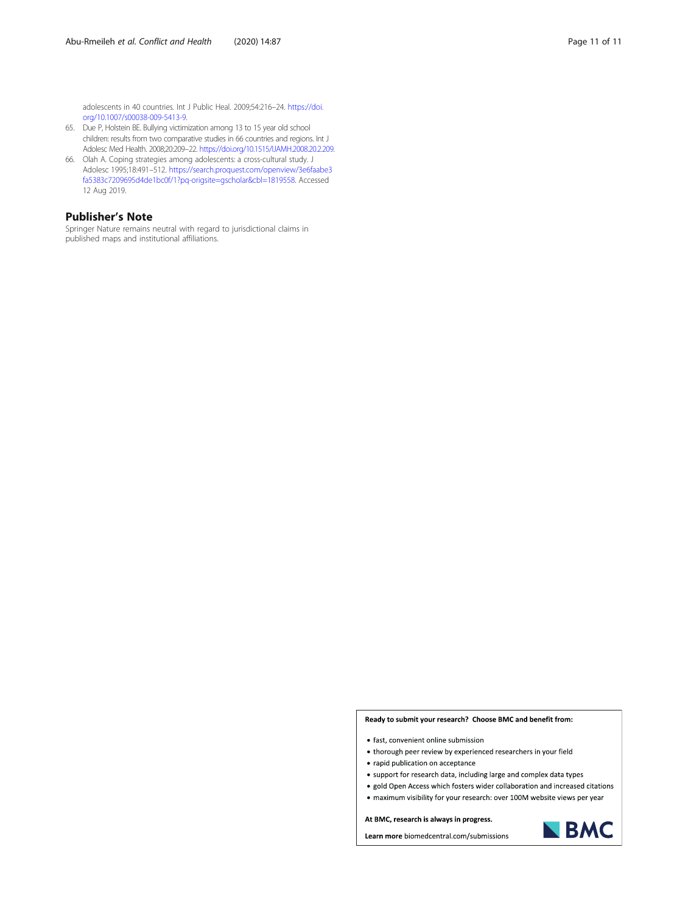adolescents in 40 countries. Int J Public Heal. 2009;54:216–24. https://doi.org/10.1007/s00038-009-5413-9.

65. Due P, Holstein BE. Bullying victimization among 13 to 15 year old school children: results from two comparative studies in 66 countries and regions. Int J Adolesc Med Health. 2008;20:209–22. https://doi.org/10.1515/IJAMH.2008.20.2.209.
66. Olah A. Coping strategies among adolescents: a cross-cultural study. J Adolesc 1995;18:491–512. https://search.proquest.com/openview/3e6faabe3fa5383c7209695d4de1bc0f/1?pq-origsite=gscholar&cbl=1819558. Accessed 12 Aug 2019.

## Publisher's Note

Springer Nature remains neutral with regard to jurisdictional claims in published maps and institutional affiliations.

**Ready to submit your research? Choose BMC and benefit from:**

- fast, convenient online submission
- thorough peer review by experienced researchers in your field
- rapid publication on acceptance
- support for research data, including large and complex data types
- gold Open Access which fosters wider collaboration and increased citations
- maximum visibility for your research: over 100M website views per year

**At BMC, research is always in progress.**

**Learn more** biomedcentral.com/submissions

BMC